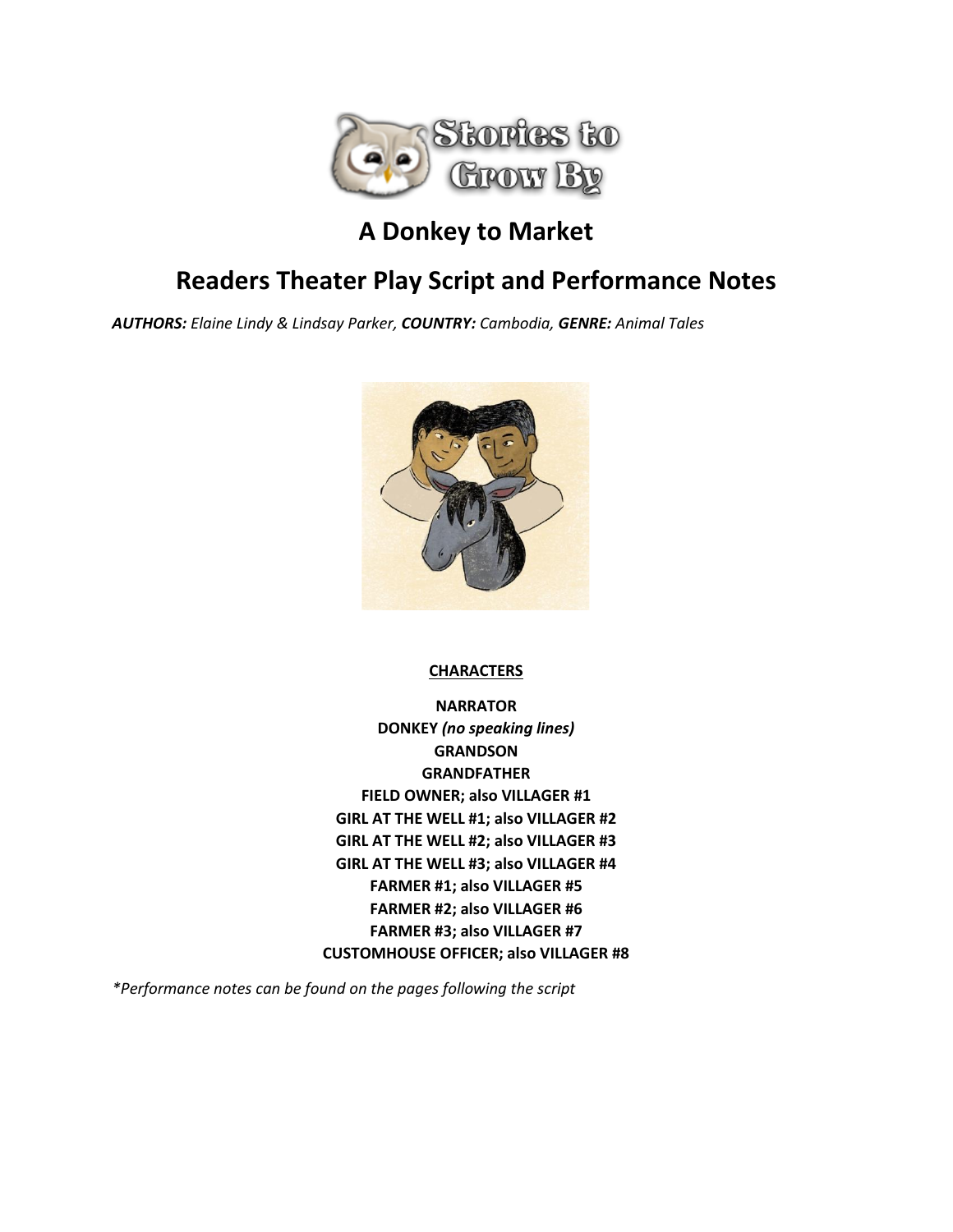# A Donkey to Market

## Readers Theater Play Script and Performance Notes

***AUTHORS:** Elaine Lindy & Lindsay Parker, **COUNTRY:** Cambodia, **GENRE:** Animal Tales*

**CHARACTERS**

**NARRATOR**
**DONKEY** ***(no speaking lines)***
**GRANDSON**
**GRANDFATHER**
**FIELD OWNER; also VILLAGER #1**
**GIRL AT THE WELL #1; also VILLAGER #2**
**GIRL AT THE WELL #2; also VILLAGER #3**
**GIRL AT THE WELL #3; also VILLAGER #4**
**FARMER #1; also VILLAGER #5**
**FARMER #2; also VILLAGER #6**
**FARMER #3; also VILLAGER #7**
**CUSTOMHOUSE OFFICER; also VILLAGER #8**

*\*Performance notes can be found on the pages following the script*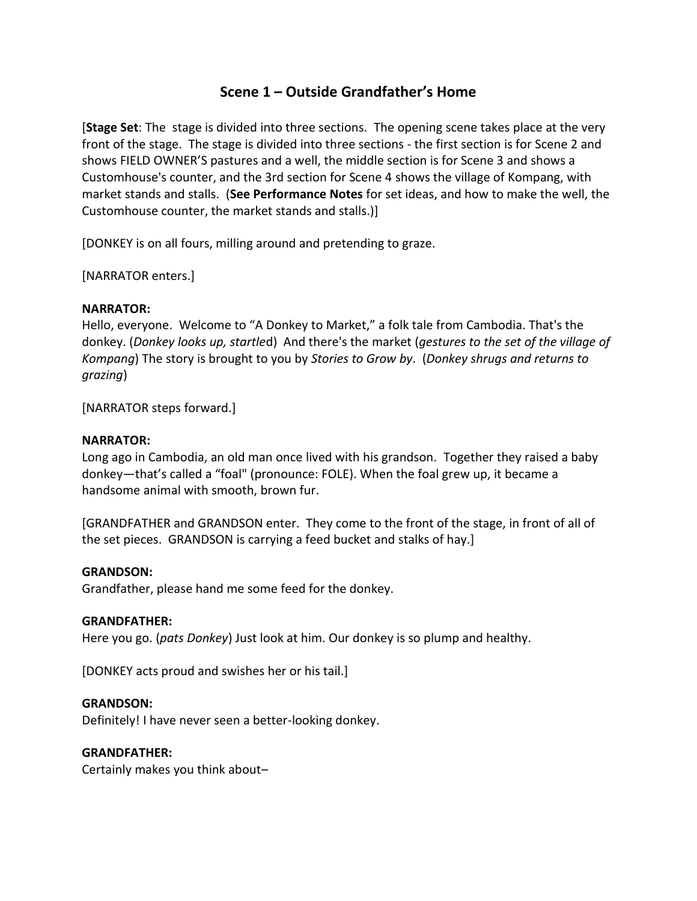# Scene 1 – Outside Grandfather's Home

[**Stage Set**: The stage is divided into three sections. The opening scene takes place at the very front of the stage. The stage is divided into three sections - the first section is for Scene 2 and shows FIELD OWNER'S pastures and a well, the middle section is for Scene 3 and shows a Customhouse's counter, and the 3rd section for Scene 4 shows the village of Kompang, with market stands and stalls. (**See Performance Notes** for set ideas, and how to make the well, the Customhouse counter, the market stands and stalls.)]

[DONKEY is on all fours, milling around and pretending to graze.

[NARRATOR enters.]

**NARRATOR:**
Hello, everyone. Welcome to "A Donkey to Market," a folk tale from Cambodia. That's the donkey. (*Donkey looks up, startle*d) And there's the market (*gestures to the set of the village of Kompang*) The story is brought to you by *Stories to Grow by*. (*Donkey shrugs and returns to grazing*)

[NARRATOR steps forward.]

**NARRATOR:**
Long ago in Cambodia, an old man once lived with his grandson. Together they raised a baby donkey—that's called a "foal" (pronounce: FOLE). When the foal grew up, it became a handsome animal with smooth, brown fur.

[GRANDFATHER and GRANDSON enter. They come to the front of the stage, in front of all of the set pieces. GRANDSON is carrying a feed bucket and stalks of hay.]

**GRANDSON:**
Grandfather, please hand me some feed for the donkey.

**GRANDFATHER:**
Here you go. (*pats Donkey*) Just look at him. Our donkey is so plump and healthy.

[DONKEY acts proud and swishes her or his tail.]

**GRANDSON:**
Definitely! I have never seen a better-looking donkey.

**GRANDFATHER:**
Certainly makes you think about–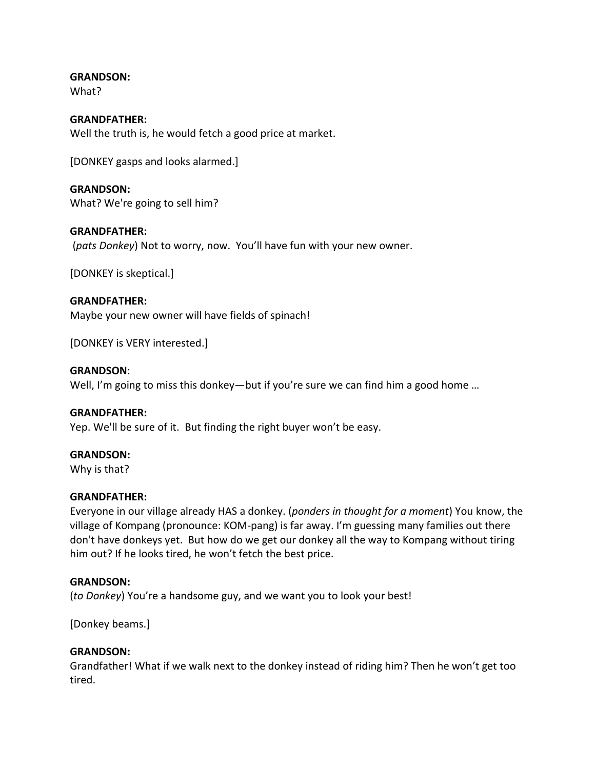**GRANDSON:**
What?

**GRANDFATHER:**
Well the truth is, he would fetch a good price at market.

[DONKEY gasps and looks alarmed.]

**GRANDSON:**
What? We're going to sell him?

**GRANDFATHER:**
(*pats Donkey*) Not to worry, now. You'll have fun with your new owner.

[DONKEY is skeptical.]

**GRANDFATHER:**
Maybe your new owner will have fields of spinach!

[DONKEY is VERY interested.]

**GRANDSON**:
Well, I'm going to miss this donkey—but if you're sure we can find him a good home …

**GRANDFATHER:**
Yep. We'll be sure of it. But finding the right buyer won't be easy.

**GRANDSON:**
Why is that?

**GRANDFATHER:**
Everyone in our village already HAS a donkey. (*ponders in thought for a moment*) You know, the village of Kompang (pronounce: KOM-pang) is far away. I'm guessing many families out there don't have donkeys yet. But how do we get our donkey all the way to Kompang without tiring him out? If he looks tired, he won't fetch the best price.

**GRANDSON:**
(*to Donkey*) You're a handsome guy, and we want you to look your best!

[Donkey beams.]

**GRANDSON:**
Grandfather! What if we walk next to the donkey instead of riding him? Then he won't get too tired.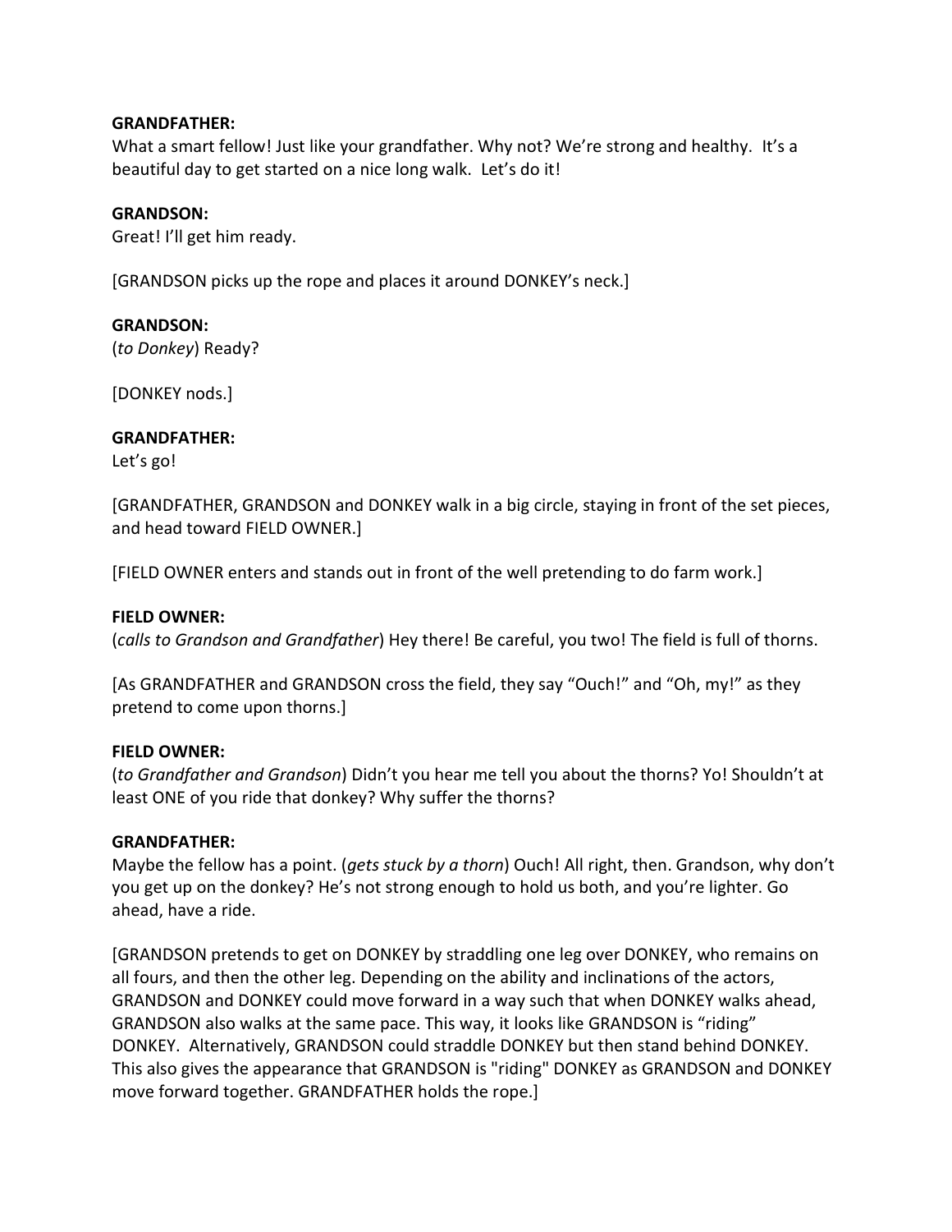**GRANDFATHER:**
What a smart fellow! Just like your grandfather. Why not? We're strong and healthy. It's a beautiful day to get started on a nice long walk. Let's do it!

**GRANDSON:**
Great! I'll get him ready.

[GRANDSON picks up the rope and places it around DONKEY's neck.]

**GRANDSON:**
(*to Donkey*) Ready?

[DONKEY nods.]

**GRANDFATHER:**
Let's go!

[GRANDFATHER, GRANDSON and DONKEY walk in a big circle, staying in front of the set pieces, and head toward FIELD OWNER.]

[FIELD OWNER enters and stands out in front of the well pretending to do farm work.]

**FIELD OWNER:**
(*calls to Grandson and Grandfather*) Hey there! Be careful, you two! The field is full of thorns.

[As GRANDFATHER and GRANDSON cross the field, they say "Ouch!" and "Oh, my!" as they pretend to come upon thorns.]

**FIELD OWNER:**
(*to Grandfather and Grandson*) Didn't you hear me tell you about the thorns? Yo! Shouldn't at least ONE of you ride that donkey? Why suffer the thorns?

**GRANDFATHER:**
Maybe the fellow has a point. (*gets stuck by a thorn*) Ouch! All right, then. Grandson, why don't you get up on the donkey? He's not strong enough to hold us both, and you're lighter. Go ahead, have a ride.

[GRANDSON pretends to get on DONKEY by straddling one leg over DONKEY, who remains on all fours, and then the other leg. Depending on the ability and inclinations of the actors, GRANDSON and DONKEY could move forward in a way such that when DONKEY walks ahead, GRANDSON also walks at the same pace. This way, it looks like GRANDSON is "riding" DONKEY. Alternatively, GRANDSON could straddle DONKEY but then stand behind DONKEY. This also gives the appearance that GRANDSON is "riding" DONKEY as GRANDSON and DONKEY move forward together. GRANDFATHER holds the rope.]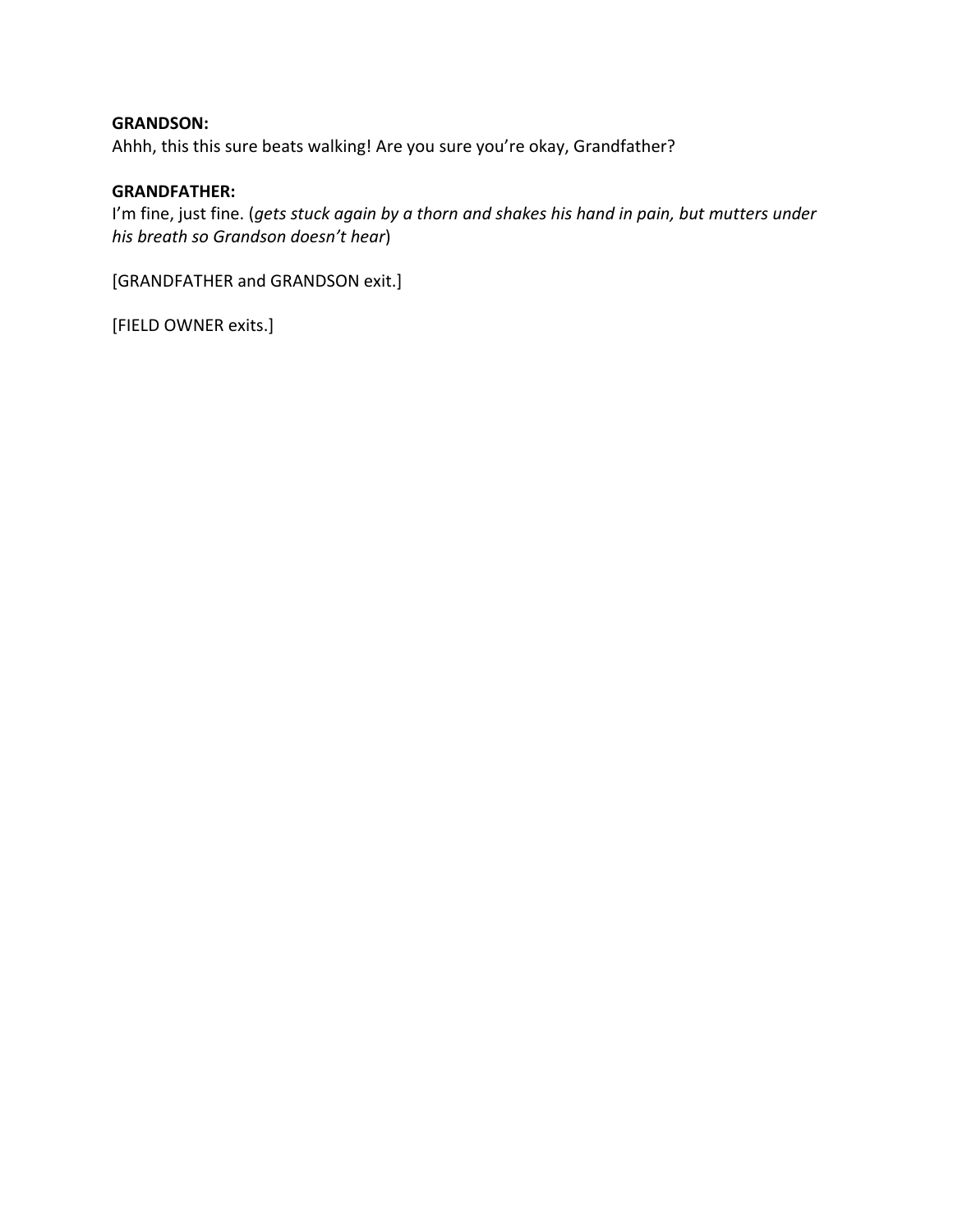**GRANDSON:**
Ahhh, this this sure beats walking! Are you sure you're okay, Grandfather?

**GRANDFATHER:**
I'm fine, just fine. (*gets stuck again by a thorn and shakes his hand in pain, but mutters under his breath so Grandson doesn't hear*)

[GRANDFATHER and GRANDSON exit.]

[FIELD OWNER exits.]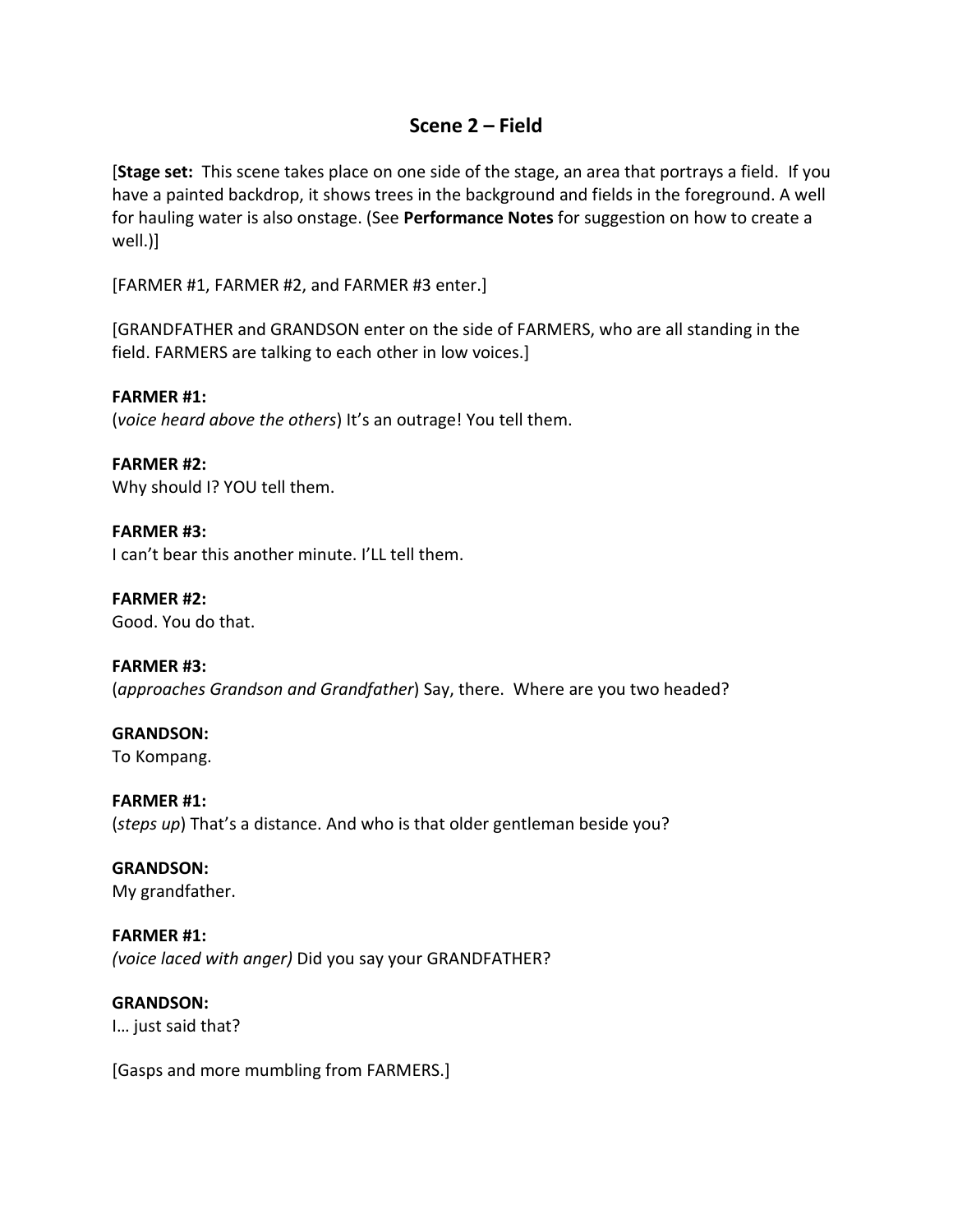## Scene 2 – Field

[**Stage set:** This scene takes place on one side of the stage, an area that portrays a field. If you have a painted backdrop, it shows trees in the background and fields in the foreground. A well for hauling water is also onstage. (See **Performance Notes** for suggestion on how to create a well.)]

[FARMER #1, FARMER #2, and FARMER #3 enter.]

[GRANDFATHER and GRANDSON enter on the side of FARMERS, who are all standing in the field. FARMERS are talking to each other in low voices.]

**FARMER #1:**
(*voice heard above the others*) It's an outrage! You tell them.

**FARMER #2:**
Why should I? YOU tell them.

**FARMER #3:**
I can't bear this another minute. I'LL tell them.

**FARMER #2:**
Good. You do that.

**FARMER #3:**
(*approaches Grandson and Grandfather*) Say, there. Where are you two headed?

**GRANDSON:**
To Kompang.

**FARMER #1:**
(*steps up*) That's a distance. And who is that older gentleman beside you?

**GRANDSON:**
My grandfather.

**FARMER #1:**
*(voice laced with anger)* Did you say your GRANDFATHER?

**GRANDSON:**
I… just said that?

[Gasps and more mumbling from FARMERS.]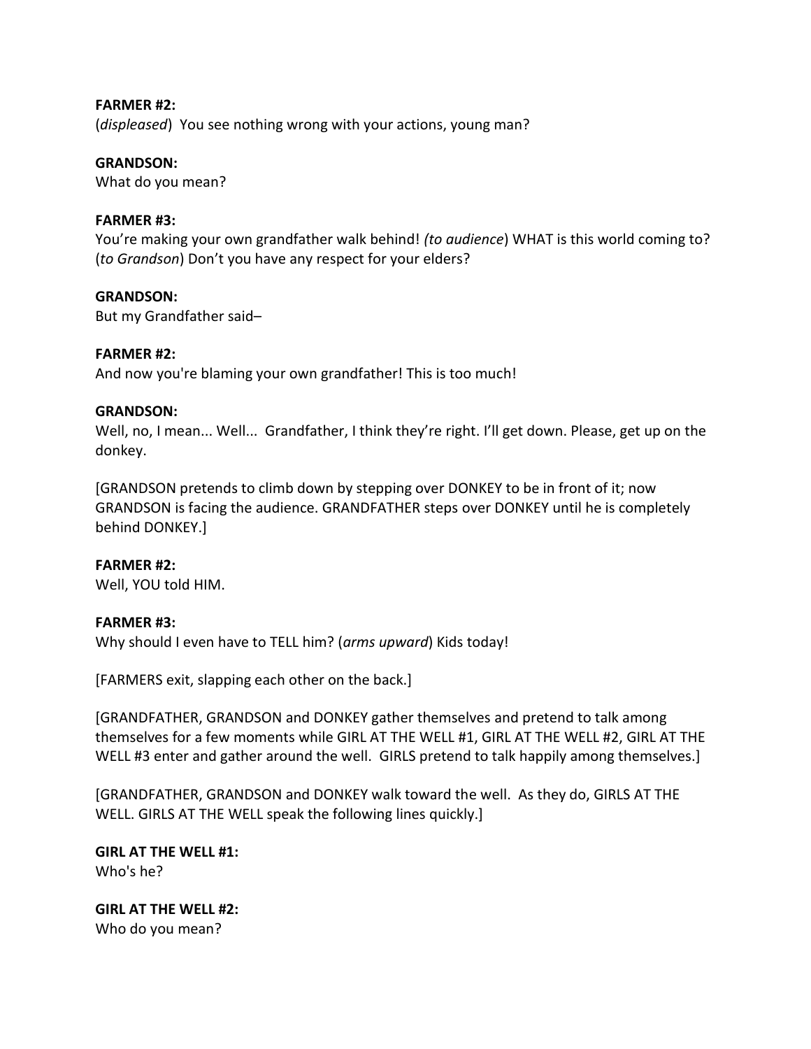**FARMER #2:**
(*displeased*) You see nothing wrong with your actions, young man?

**GRANDSON:**
What do you mean?

**FARMER #3:**
You're making your own grandfather walk behind! *(to audience*) WHAT is this world coming to? (*to Grandson*) Don't you have any respect for your elders?

**GRANDSON:**
But my Grandfather said–

**FARMER #2:**
And now you're blaming your own grandfather! This is too much!

**GRANDSON:**
Well, no, I mean... Well... Grandfather, I think they're right. I'll get down. Please, get up on the donkey.

[GRANDSON pretends to climb down by stepping over DONKEY to be in front of it; now GRANDSON is facing the audience. GRANDFATHER steps over DONKEY until he is completely behind DONKEY.]

**FARMER #2:**
Well, YOU told HIM.

**FARMER #3:**
Why should I even have to TELL him? (*arms upward*) Kids today!

[FARMERS exit, slapping each other on the back.]

[GRANDFATHER, GRANDSON and DONKEY gather themselves and pretend to talk among themselves for a few moments while GIRL AT THE WELL #1, GIRL AT THE WELL #2, GIRL AT THE WELL #3 enter and gather around the well. GIRLS pretend to talk happily among themselves.]

[GRANDFATHER, GRANDSON and DONKEY walk toward the well. As they do, GIRLS AT THE WELL. GIRLS AT THE WELL speak the following lines quickly.]

**GIRL AT THE WELL #1:**
Who's he?

**GIRL AT THE WELL #2:**
Who do you mean?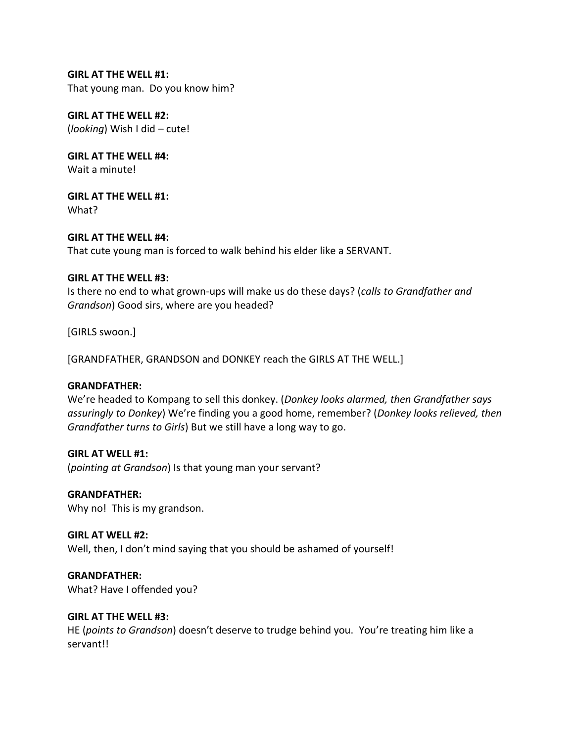**GIRL AT THE WELL #1:**
That young man.  Do you know him?

**GIRL AT THE WELL #2:**
(*looking*) Wish I did – cute!

**GIRL AT THE WELL #4:**
Wait a minute!

**GIRL AT THE WELL #1:**
What?

**GIRL AT THE WELL #4:**
That cute young man is forced to walk behind his elder like a SERVANT.

**GIRL AT THE WELL #3:**
Is there no end to what grown-ups will make us do these days? (*calls to Grandfather and Grandson*) Good sirs, where are you headed?

[GIRLS swoon.]

[GRANDFATHER, GRANDSON and DONKEY reach the GIRLS AT THE WELL.]

**GRANDFATHER:**
We're headed to Kompang to sell this donkey. (*Donkey looks alarmed, then Grandfather says assuringly to Donkey*) We're finding you a good home, remember? (*Donkey looks relieved, then Grandfather turns to Girls*) But we still have a long way to go.

**GIRL AT WELL #1:**
(*pointing at Grandson*) Is that young man your servant?

**GRANDFATHER:**
Why no!  This is my grandson.

**GIRL AT WELL #2:**
Well, then, I don't mind saying that you should be ashamed of yourself!

**GRANDFATHER:**
What? Have I offended you?

**GIRL AT THE WELL #3:**
HE (*points to Grandson*) doesn't deserve to trudge behind you.  You're treating him like a servant!!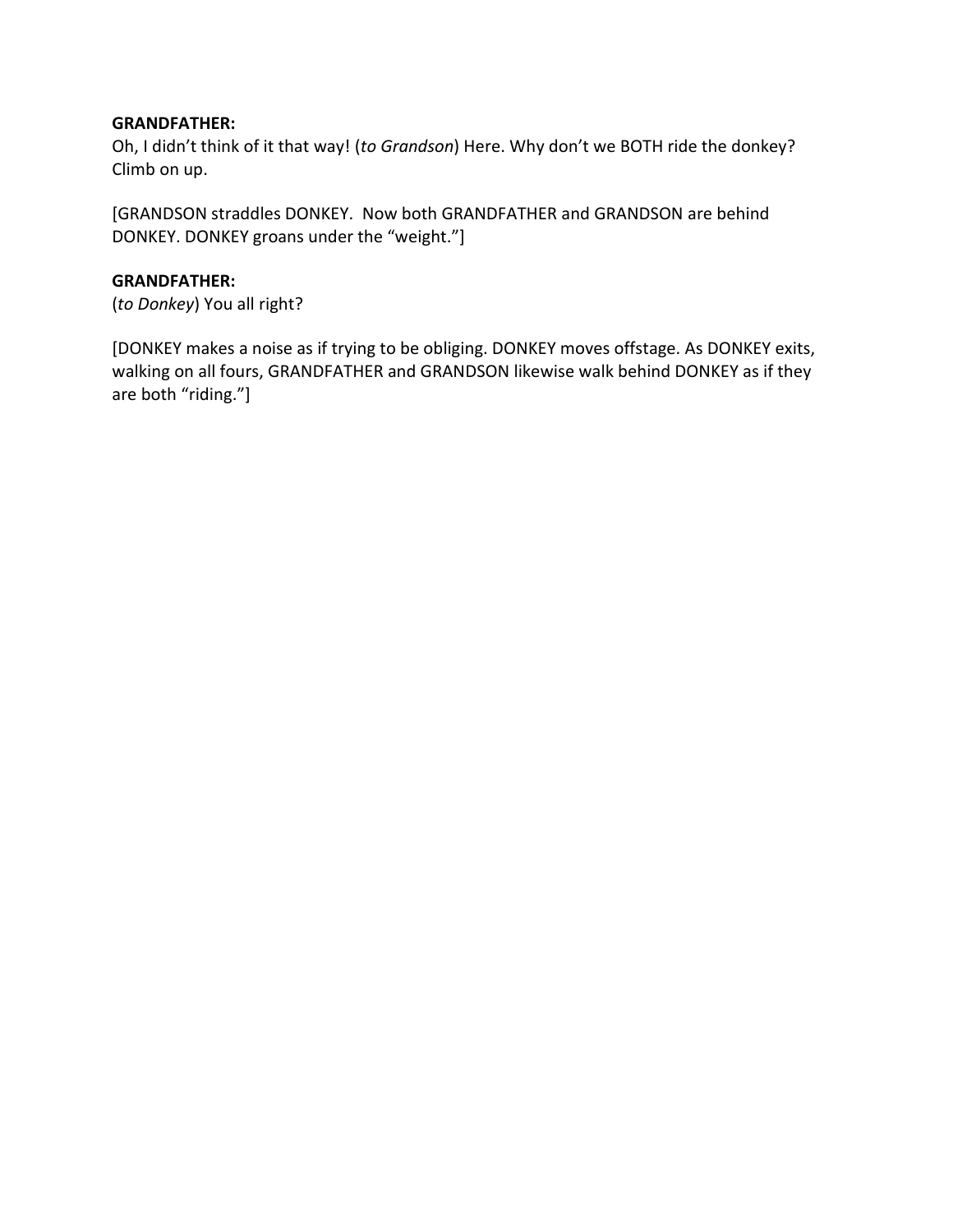**GRANDFATHER:**
Oh, I didn't think of it that way! (*to Grandson*) Here. Why don't we BOTH ride the donkey? Climb on up.

[GRANDSON straddles DONKEY. Now both GRANDFATHER and GRANDSON are behind DONKEY. DONKEY groans under the "weight."]

**GRANDFATHER:**
(*to Donkey*) You all right?

[DONKEY makes a noise as if trying to be obliging. DONKEY moves offstage. As DONKEY exits, walking on all fours, GRANDFATHER and GRANDSON likewise walk behind DONKEY as if they are both "riding."]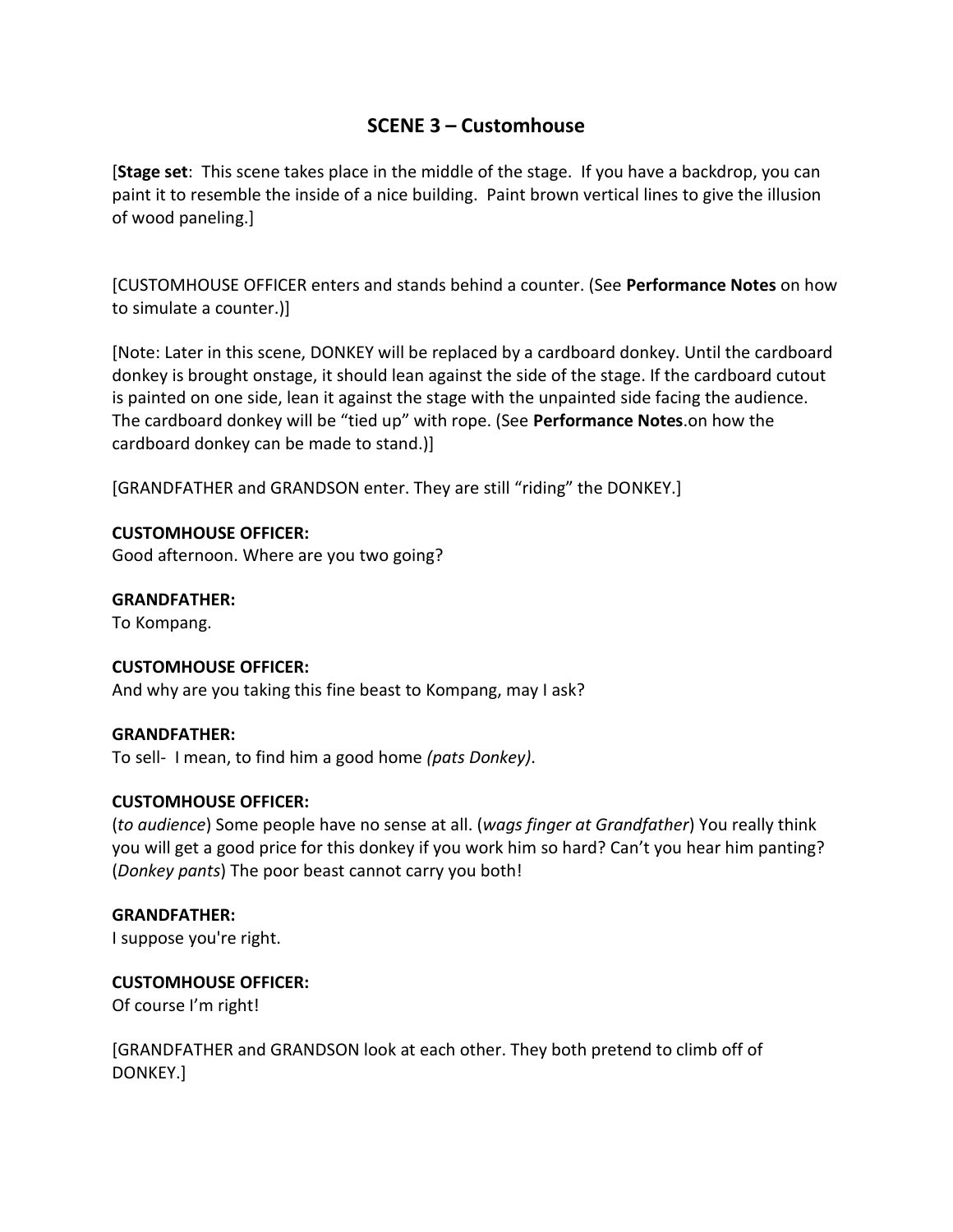## SCENE 3 – Customhouse

[**Stage set**: This scene takes place in the middle of the stage. If you have a backdrop, you can paint it to resemble the inside of a nice building. Paint brown vertical lines to give the illusion of wood paneling.]

[CUSTOMHOUSE OFFICER enters and stands behind a counter. (See **Performance Notes** on how to simulate a counter.)]

[Note: Later in this scene, DONKEY will be replaced by a cardboard donkey. Until the cardboard donkey is brought onstage, it should lean against the side of the stage. If the cardboard cutout is painted on one side, lean it against the stage with the unpainted side facing the audience. The cardboard donkey will be "tied up" with rope. (See **Performance Notes**.on how the cardboard donkey can be made to stand.)]

[GRANDFATHER and GRANDSON enter. They are still "riding" the DONKEY.]

**CUSTOMHOUSE OFFICER:**
Good afternoon. Where are you two going?

**GRANDFATHER:**
To Kompang.

**CUSTOMHOUSE OFFICER:**
And why are you taking this fine beast to Kompang, may I ask?

**GRANDFATHER:**
To sell- I mean, to find him a good home *(pats Donkey)*.

**CUSTOMHOUSE OFFICER:**
(*to audience*) Some people have no sense at all. (*wags finger at Grandfather*) You really think you will get a good price for this donkey if you work him so hard? Can't you hear him panting? (*Donkey pants*) The poor beast cannot carry you both!

**GRANDFATHER:**
I suppose you're right.

**CUSTOMHOUSE OFFICER:**
Of course I'm right!

[GRANDFATHER and GRANDSON look at each other. They both pretend to climb off of DONKEY.]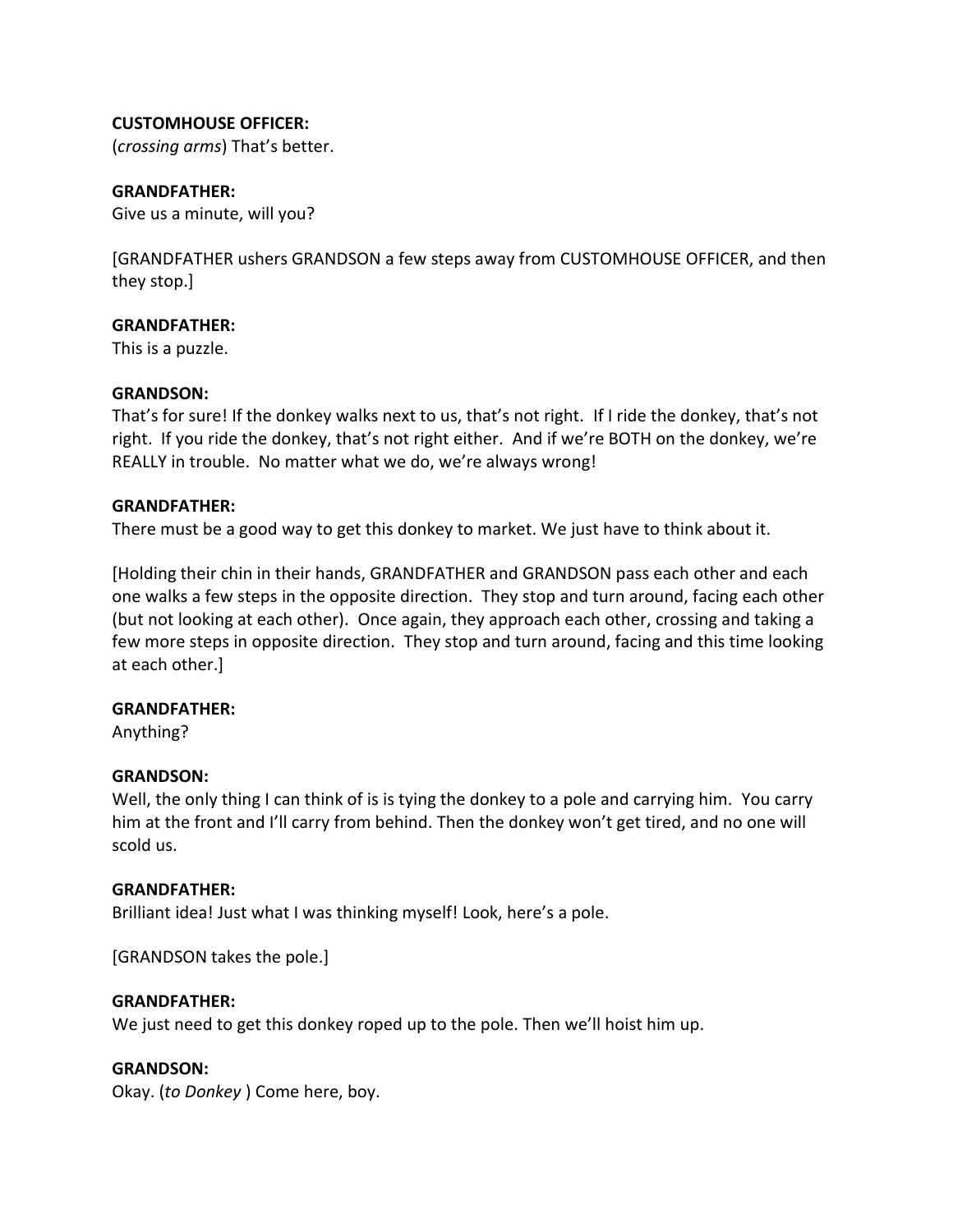**CUSTOMHOUSE OFFICER:**
(*crossing arms*) That's better.

**GRANDFATHER:**
Give us a minute, will you?

[GRANDFATHER ushers GRANDSON a few steps away from CUSTOMHOUSE OFFICER, and then they stop.]

**GRANDFATHER:**
This is a puzzle.

**GRANDSON:**
That's for sure! If the donkey walks next to us, that's not right. If I ride the donkey, that's not right. If you ride the donkey, that's not right either. And if we're BOTH on the donkey, we're REALLY in trouble. No matter what we do, we're always wrong!

**GRANDFATHER:**
There must be a good way to get this donkey to market. We just have to think about it.

[Holding their chin in their hands, GRANDFATHER and GRANDSON pass each other and each one walks a few steps in the opposite direction. They stop and turn around, facing each other (but not looking at each other). Once again, they approach each other, crossing and taking a few more steps in opposite direction. They stop and turn around, facing and this time looking at each other.]

**GRANDFATHER:**
Anything?

**GRANDSON:**
Well, the only thing I can think of is is tying the donkey to a pole and carrying him. You carry him at the front and I'll carry from behind. Then the donkey won't get tired, and no one will scold us.

**GRANDFATHER:**
Brilliant idea! Just what I was thinking myself! Look, here's a pole.

[GRANDSON takes the pole.]

**GRANDFATHER:**
We just need to get this donkey roped up to the pole. Then we'll hoist him up.

**GRANDSON:**
Okay. (*to Donkey* ) Come here, boy.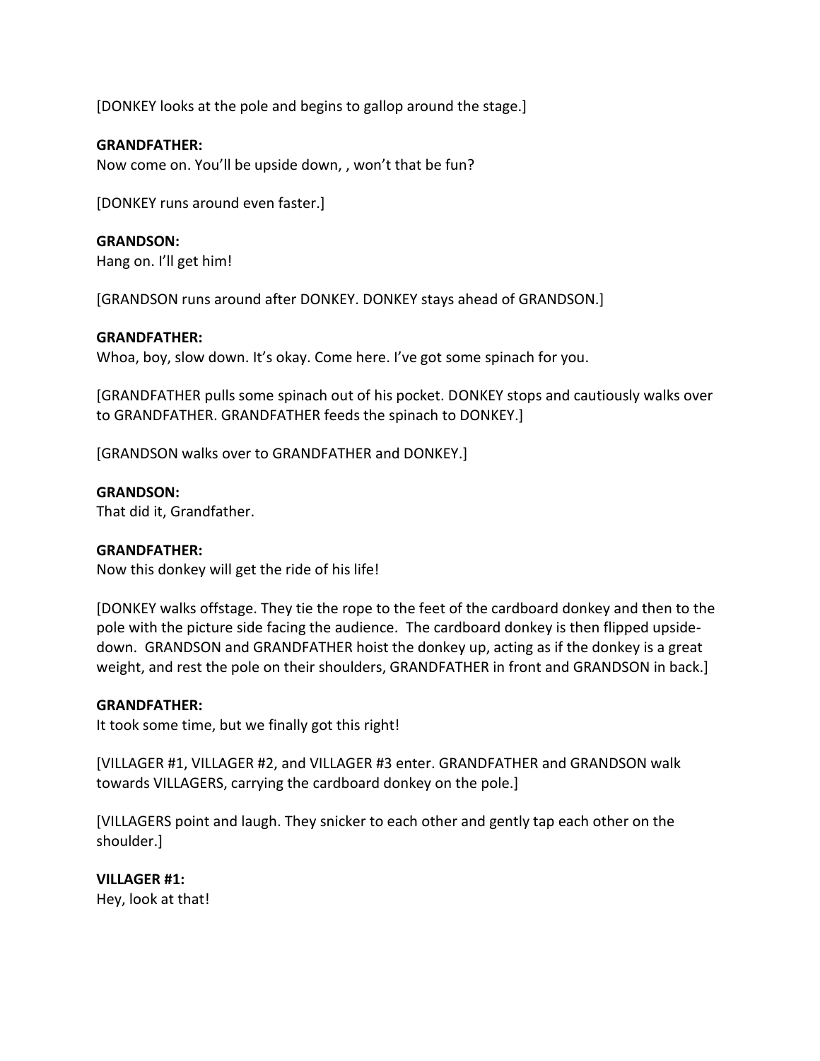[DONKEY looks at the pole and begins to gallop around the stage.]

**GRANDFATHER:**
Now come on. You'll be upside down, , won't that be fun?

[DONKEY runs around even faster.]

**GRANDSON:**
Hang on. I'll get him!

[GRANDSON runs around after DONKEY. DONKEY stays ahead of GRANDSON.]

**GRANDFATHER:**
Whoa, boy, slow down. It's okay. Come here. I've got some spinach for you.

[GRANDFATHER pulls some spinach out of his pocket. DONKEY stops and cautiously walks over to GRANDFATHER. GRANDFATHER feeds the spinach to DONKEY.]

[GRANDSON walks over to GRANDFATHER and DONKEY.]

**GRANDSON:**
That did it, Grandfather.

**GRANDFATHER:**
Now this donkey will get the ride of his life!

[DONKEY walks offstage. They tie the rope to the feet of the cardboard donkey and then to the pole with the picture side facing the audience. The cardboard donkey is then flipped upside-down. GRANDSON and GRANDFATHER hoist the donkey up, acting as if the donkey is a great weight, and rest the pole on their shoulders, GRANDFATHER in front and GRANDSON in back.]

**GRANDFATHER:**
It took some time, but we finally got this right!

[VILLAGER #1, VILLAGER #2, and VILLAGER #3 enter. GRANDFATHER and GRANDSON walk towards VILLAGERS, carrying the cardboard donkey on the pole.]

[VILLAGERS point and laugh. They snicker to each other and gently tap each other on the shoulder.]

**VILLAGER #1:**
Hey, look at that!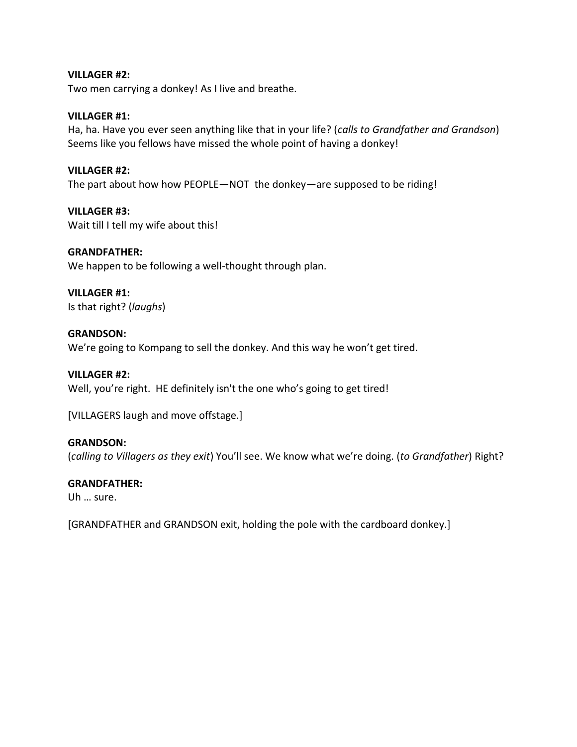**VILLAGER #2:**
Two men carrying a donkey! As I live and breathe.

**VILLAGER #1:**
Ha, ha. Have you ever seen anything like that in your life? (*calls to Grandfather and Grandson*) Seems like you fellows have missed the whole point of having a donkey!

**VILLAGER #2:**
The part about how how PEOPLE—NOT the donkey—are supposed to be riding!

**VILLAGER #3:**
Wait till I tell my wife about this!

**GRANDFATHER:**
We happen to be following a well-thought through plan.

**VILLAGER #1:**
Is that right? (*laughs*)

**GRANDSON:**
We're going to Kompang to sell the donkey. And this way he won't get tired.

**VILLAGER #2:**
Well, you're right. HE definitely isn't the one who's going to get tired!

[VILLAGERS laugh and move offstage.]

**GRANDSON:**
(*calling to Villagers as they exit*) You'll see. We know what we're doing. (*to Grandfather*) Right?

**GRANDFATHER:**
Uh … sure.

[GRANDFATHER and GRANDSON exit, holding the pole with the cardboard donkey.]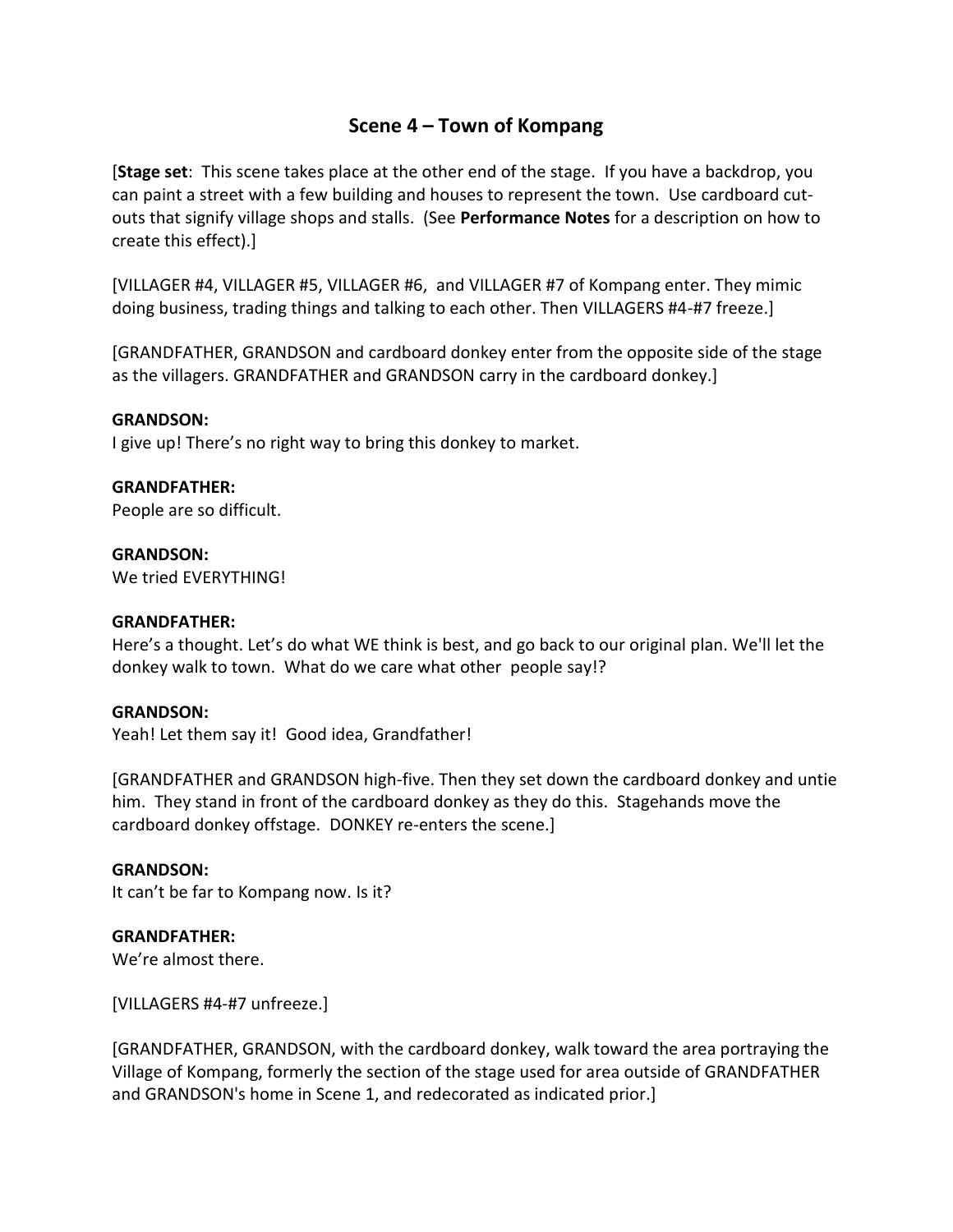## Scene 4 – Town of Kompang

[**Stage set**: This scene takes place at the other end of the stage. If you have a backdrop, you can paint a street with a few building and houses to represent the town. Use cardboard cut-outs that signify village shops and stalls. (See **Performance Notes** for a description on how to create this effect).]

[VILLAGER #4, VILLAGER #5, VILLAGER #6, and VILLAGER #7 of Kompang enter. They mimic doing business, trading things and talking to each other. Then VILLAGERS #4-#7 freeze.]

[GRANDFATHER, GRANDSON and cardboard donkey enter from the opposite side of the stage as the villagers. GRANDFATHER and GRANDSON carry in the cardboard donkey.]

**GRANDSON:**
I give up! There's no right way to bring this donkey to market.

**GRANDFATHER:**
People are so difficult.

**GRANDSON:**
We tried EVERYTHING!

**GRANDFATHER:**
Here's a thought. Let's do what WE think is best, and go back to our original plan. We'll let the donkey walk to town. What do we care what other people say!?

**GRANDSON:**
Yeah! Let them say it! Good idea, Grandfather!

[GRANDFATHER and GRANDSON high-five. Then they set down the cardboard donkey and untie him. They stand in front of the cardboard donkey as they do this. Stagehands move the cardboard donkey offstage. DONKEY re-enters the scene.]

**GRANDSON:**
It can't be far to Kompang now. Is it?

**GRANDFATHER:**
We're almost there.

[VILLAGERS #4-#7 unfreeze.]

[GRANDFATHER, GRANDSON, with the cardboard donkey, walk toward the area portraying the Village of Kompang, formerly the section of the stage used for area outside of GRANDFATHER and GRANDSON's home in Scene 1, and redecorated as indicated prior.]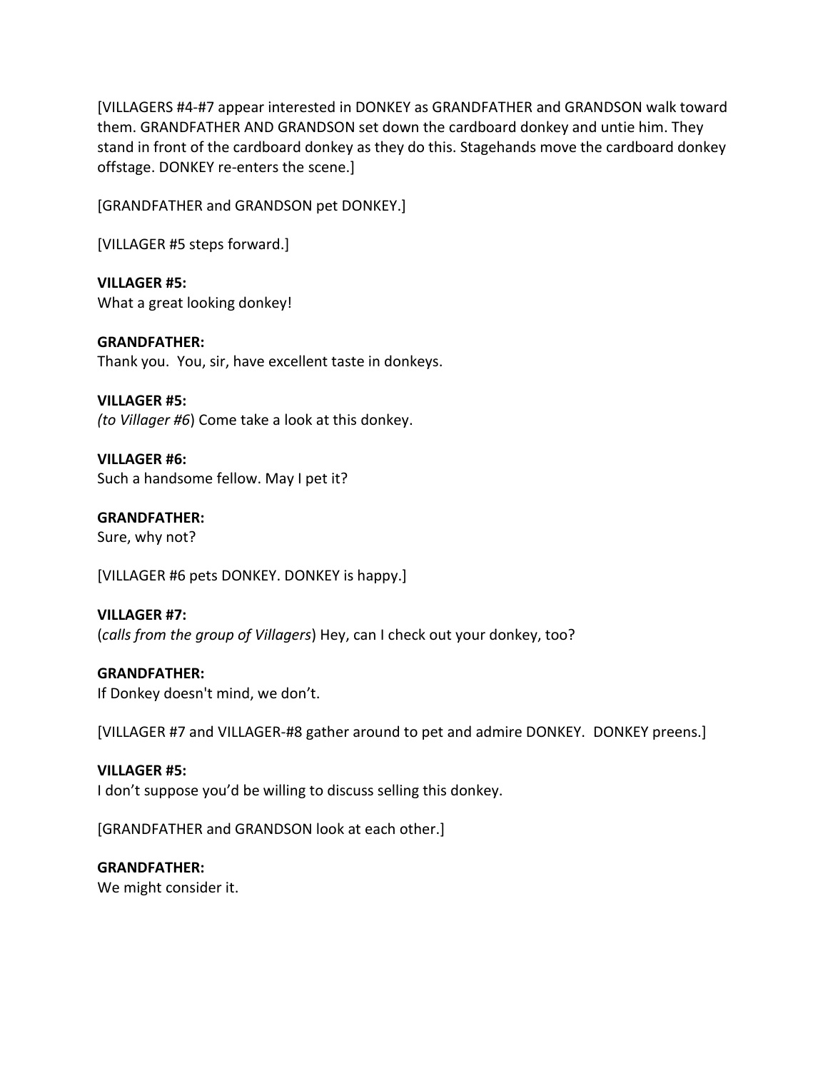[VILLAGERS #4-#7 appear interested in DONKEY as GRANDFATHER and GRANDSON walk toward them. GRANDFATHER AND GRANDSON set down the cardboard donkey and untie him. They stand in front of the cardboard donkey as they do this. Stagehands move the cardboard donkey offstage. DONKEY re-enters the scene.]

[GRANDFATHER and GRANDSON pet DONKEY.]

[VILLAGER #5 steps forward.]

**VILLAGER #5:**
What a great looking donkey!

**GRANDFATHER:**
Thank you. You, sir, have excellent taste in donkeys.

**VILLAGER #5:**
*(to Villager #6*) Come take a look at this donkey.

**VILLAGER #6:**
Such a handsome fellow. May I pet it?

**GRANDFATHER:**
Sure, why not?

[VILLAGER #6 pets DONKEY. DONKEY is happy.]

**VILLAGER #7:**
(*calls from the group of Villagers*) Hey, can I check out your donkey, too?

**GRANDFATHER:**
If Donkey doesn't mind, we don't.

[VILLAGER #7 and VILLAGER-#8 gather around to pet and admire DONKEY. DONKEY preens.]

**VILLAGER #5:**
I don't suppose you'd be willing to discuss selling this donkey.

[GRANDFATHER and GRANDSON look at each other.]

**GRANDFATHER:**
We might consider it.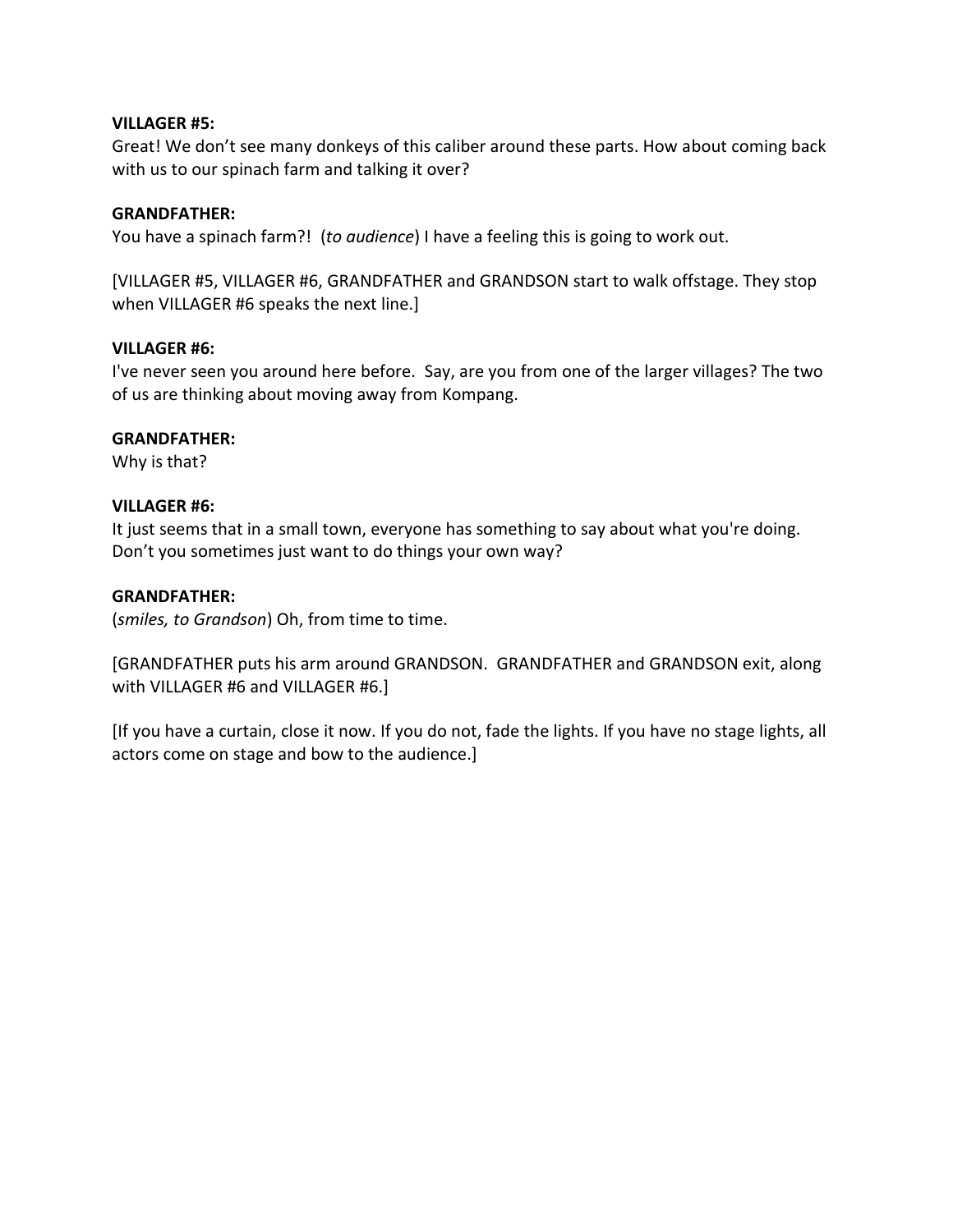**VILLAGER #5:**
Great! We don't see many donkeys of this caliber around these parts. How about coming back with us to our spinach farm and talking it over?

**GRANDFATHER:**
You have a spinach farm?! (*to audience*) I have a feeling this is going to work out.

[VILLAGER #5, VILLAGER #6, GRANDFATHER and GRANDSON start to walk offstage. They stop when VILLAGER #6 speaks the next line.]

**VILLAGER #6:**
I've never seen you around here before. Say, are you from one of the larger villages? The two of us are thinking about moving away from Kompang.

**GRANDFATHER:**
Why is that?

**VILLAGER #6:**
It just seems that in a small town, everyone has something to say about what you're doing. Don't you sometimes just want to do things your own way?

**GRANDFATHER:**
(*smiles, to Grandson*) Oh, from time to time.

[GRANDFATHER puts his arm around GRANDSON. GRANDFATHER and GRANDSON exit, along with VILLAGER #6 and VILLAGER #6.]

[If you have a curtain, close it now. If you do not, fade the lights. If you have no stage lights, all actors come on stage and bow to the audience.]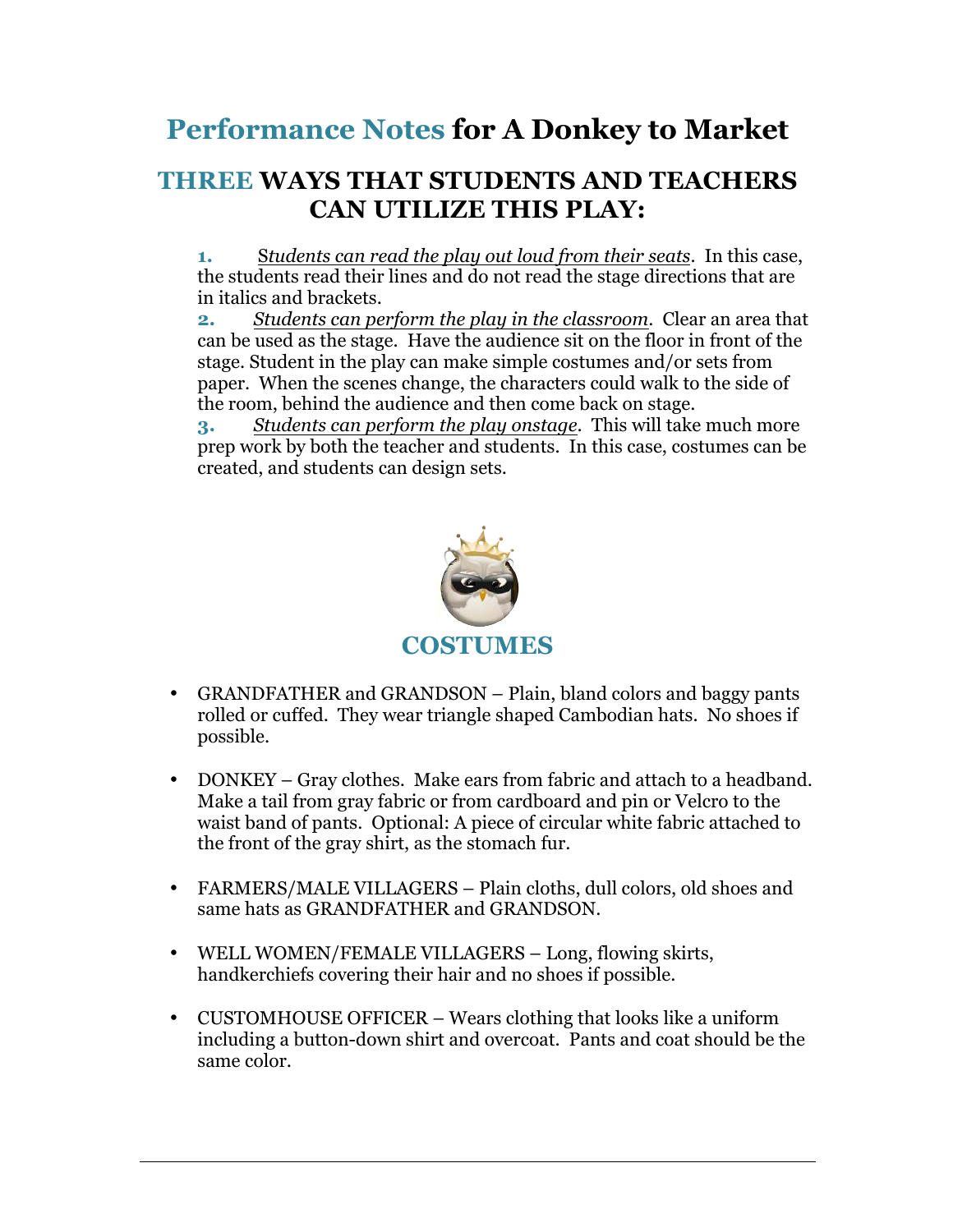# Performance Notes for A Donkey to Market

## THREE WAYS THAT STUDENTS AND TEACHERS CAN UTILIZE THIS PLAY:

**1.** *Students can read the play out loud from their seats*. In this case, the students read their lines and do not read the stage directions that are in italics and brackets.

**2.** *Students can perform the play in the classroom*. Clear an area that can be used as the stage. Have the audience sit on the floor in front of the stage. Student in the play can make simple costumes and/or sets from paper. When the scenes change, the characters could walk to the side of the room, behind the audience and then come back on stage.

**3.** *Students can perform the play onstage*. This will take much more prep work by both the teacher and students. In this case, costumes can be created, and students can design sets.

## COSTUMES

- GRANDFATHER and GRANDSON – Plain, bland colors and baggy pants rolled or cuffed. They wear triangle shaped Cambodian hats. No shoes if possible.

- DONKEY – Gray clothes. Make ears from fabric and attach to a headband. Make a tail from gray fabric or from cardboard and pin or Velcro to the waist band of pants. Optional: A piece of circular white fabric attached to the front of the gray shirt, as the stomach fur.

- FARMERS/MALE VILLAGERS – Plain cloths, dull colors, old shoes and same hats as GRANDFATHER and GRANDSON.

- WELL WOMEN/FEMALE VILLAGERS – Long, flowing skirts, handkerchiefs covering their hair and no shoes if possible.

- CUSTOMHOUSE OFFICER – Wears clothing that looks like a uniform including a button-down shirt and overcoat. Pants and coat should be the same color.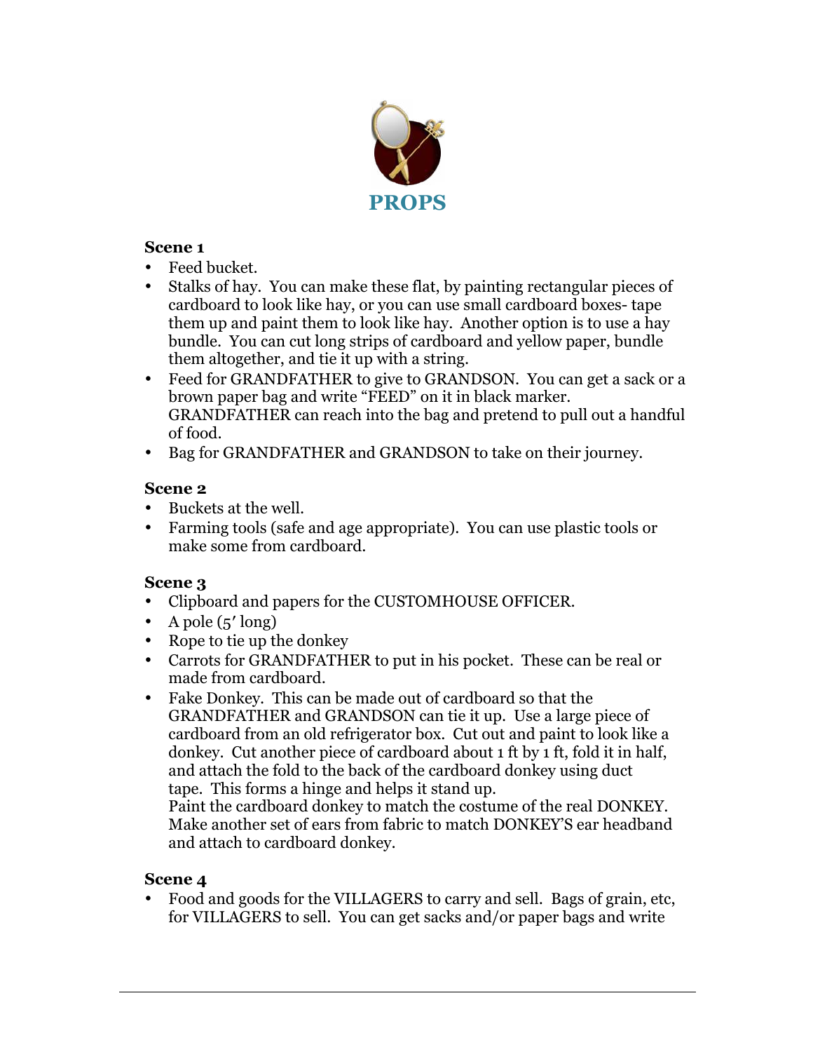# PROPS

### Scene 1

- Feed bucket.
- Stalks of hay. You can make these flat, by painting rectangular pieces of cardboard to look like hay, or you can use small cardboard boxes- tape them up and paint them to look like hay. Another option is to use a hay bundle. You can cut long strips of cardboard and yellow paper, bundle them altogether, and tie it up with a string.
- Feed for GRANDFATHER to give to GRANDSON. You can get a sack or a brown paper bag and write "FEED" on it in black marker. GRANDFATHER can reach into the bag and pretend to pull out a handful of food.
- Bag for GRANDFATHER and GRANDSON to take on their journey.

### Scene 2

- Buckets at the well.
- Farming tools (safe and age appropriate). You can use plastic tools or make some from cardboard.

### Scene 3

- Clipboard and papers for the CUSTOMHOUSE OFFICER.
- A pole (5′ long)
- Rope to tie up the donkey
- Carrots for GRANDFATHER to put in his pocket. These can be real or made from cardboard.
- Fake Donkey. This can be made out of cardboard so that the GRANDFATHER and GRANDSON can tie it up. Use a large piece of cardboard from an old refrigerator box. Cut out and paint to look like a donkey. Cut another piece of cardboard about 1 ft by 1 ft, fold it in half, and attach the fold to the back of the cardboard donkey using duct tape. This forms a hinge and helps it stand up.
  Paint the cardboard donkey to match the costume of the real DONKEY. Make another set of ears from fabric to match DONKEY'S ear headband and attach to cardboard donkey.

### Scene 4

- Food and goods for the VILLAGERS to carry and sell. Bags of grain, etc, for VILLAGERS to sell. You can get sacks and/or paper bags and write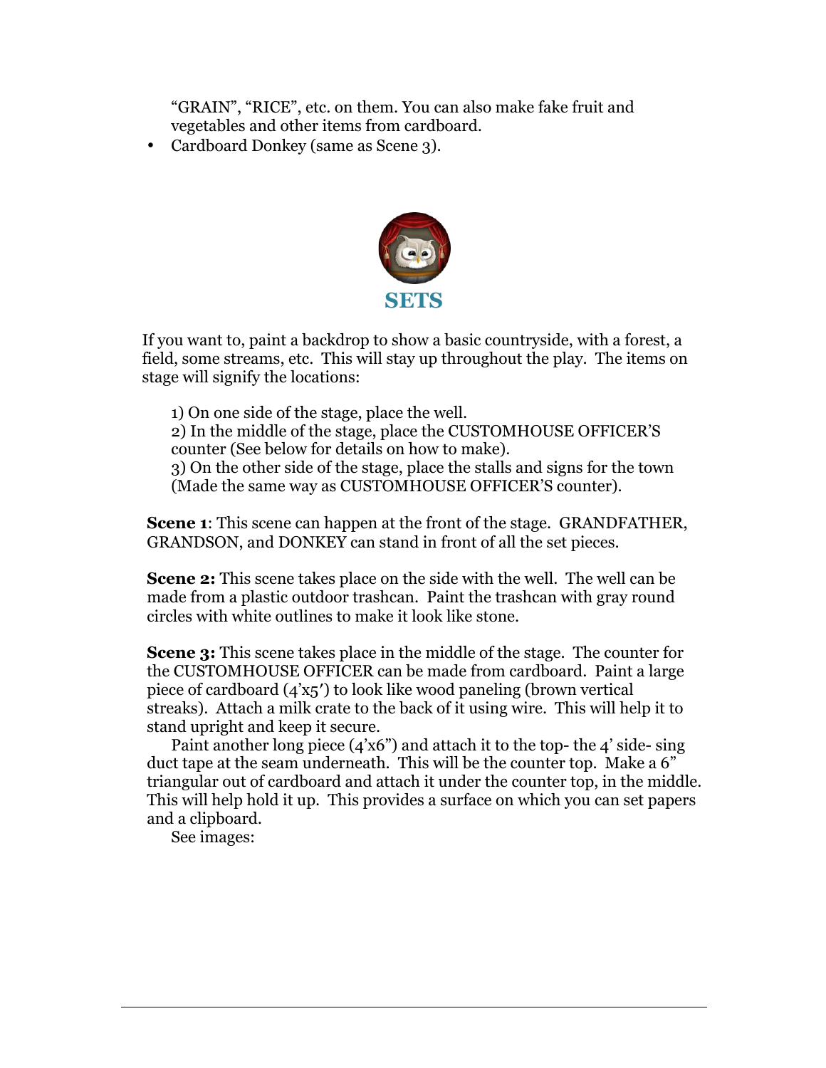"GRAIN", "RICE", etc. on them. You can also make fake fruit and vegetables and other items from cardboard.

- Cardboard Donkey (same as Scene 3).

## SETS

If you want to, paint a backdrop to show a basic countryside, with a forest, a field, some streams, etc. This will stay up throughout the play. The items on stage will signify the locations:

1) On one side of the stage, place the well.
2) In the middle of the stage, place the CUSTOMHOUSE OFFICER'S counter (See below for details on how to make).
3) On the other side of the stage, place the stalls and signs for the town (Made the same way as CUSTOMHOUSE OFFICER'S counter).

**Scene 1**: This scene can happen at the front of the stage. GRANDFATHER, GRANDSON, and DONKEY can stand in front of all the set pieces.

**Scene 2:** This scene takes place on the side with the well. The well can be made from a plastic outdoor trashcan. Paint the trashcan with gray round circles with white outlines to make it look like stone.

**Scene 3:** This scene takes place in the middle of the stage. The counter for the CUSTOMHOUSE OFFICER can be made from cardboard. Paint a large piece of cardboard (4'x5′) to look like wood paneling (brown vertical streaks). Attach a milk crate to the back of it using wire. This will help it to stand upright and keep it secure.

Paint another long piece (4'x6") and attach it to the top- the 4' side- sing duct tape at the seam underneath. This will be the counter top. Make a 6" triangular out of cardboard and attach it under the counter top, in the middle. This will help hold it up. This provides a surface on which you can set papers and a clipboard.

See images: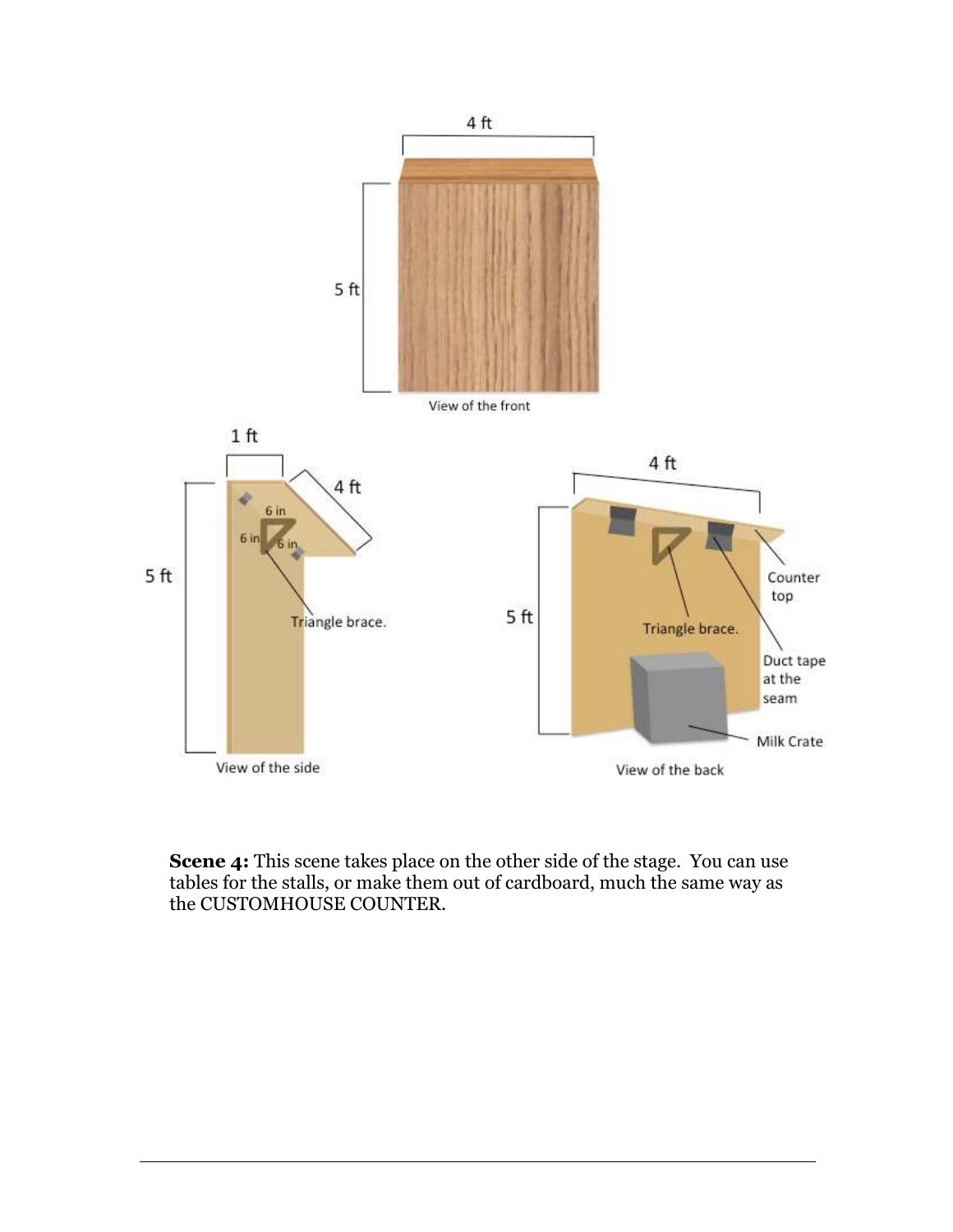4 ft

5 ft

View of the front

1 ft

4 ft

6 in

6 in

6 in

5 ft

Triangle brace.

View of the side

4 ft

5 ft

Triangle brace.

Counter top

Duct tape at the seam

Milk Crate

View of the back

**Scene 4:** This scene takes place on the other side of the stage. You can use tables for the stalls, or make them out of cardboard, much the same way as the CUSTOMHOUSE COUNTER.